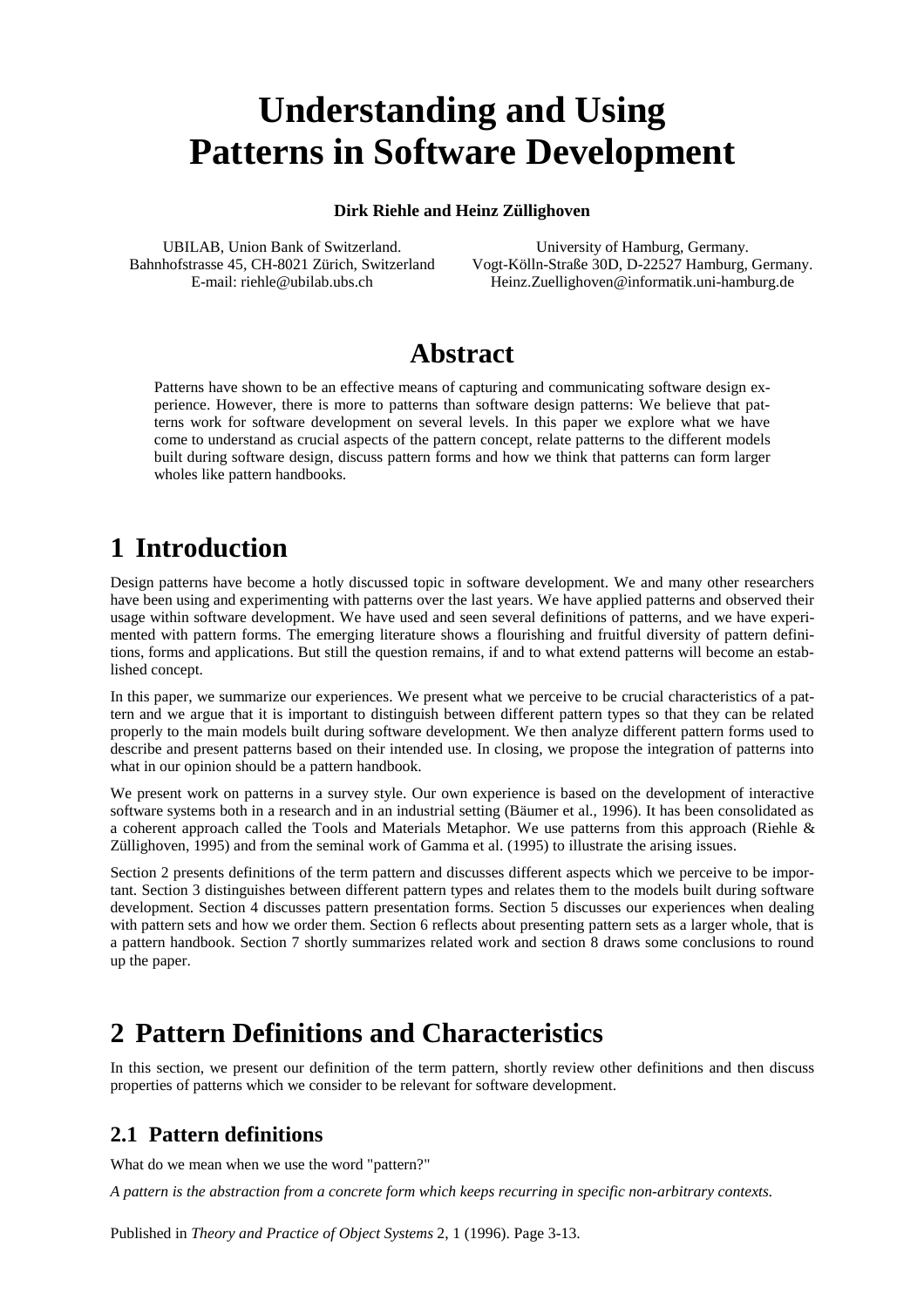# Understanding and Using Patterns in Software Development

**Dirk Riehle and Heinz Züllighoven**

UBILAB, Union Bank of Switzerland.
Bahnhofstrasse 45, CH-8021 Zürich, Switzerland
E-mail: riehle@ubilab.ubs.ch

University of Hamburg, Germany.
Vogt-Kölln-Straße 30D, D-22527 Hamburg, Germany.
Heinz.Zuellighoven@informatik.uni-hamburg.de

## Abstract

Patterns have shown to be an effective means of capturing and communicating software design experience. However, there is more to patterns than software design patterns: We believe that patterns work for software development on several levels. In this paper we explore what we have come to understand as crucial aspects of the pattern concept, relate patterns to the different models built during software design, discuss pattern forms and how we think that patterns can form larger wholes like pattern handbooks.

# 1 Introduction

Design patterns have become a hotly discussed topic in software development. We and many other researchers have been using and experimenting with patterns over the last years. We have applied patterns and observed their usage within software development. We have used and seen several definitions of patterns, and we have experimented with pattern forms. The emerging literature shows a flourishing and fruitful diversity of pattern definitions, forms and applications. But still the question remains, if and to what extend patterns will become an established concept.

In this paper, we summarize our experiences. We present what we perceive to be crucial characteristics of a pattern and we argue that it is important to distinguish between different pattern types so that they can be related properly to the main models built during software development. We then analyze different pattern forms used to describe and present patterns based on their intended use. In closing, we propose the integration of patterns into what in our opinion should be a pattern handbook.

We present work on patterns in a survey style. Our own experience is based on the development of interactive software systems both in a research and in an industrial setting (Bäumer et al., 1996). It has been consolidated as a coherent approach called the Tools and Materials Metaphor. We use patterns from this approach (Riehle & Züllighoven, 1995) and from the seminal work of Gamma et al. (1995) to illustrate the arising issues.

Section 2 presents definitions of the term pattern and discusses different aspects which we perceive to be important. Section 3 distinguishes between different pattern types and relates them to the models built during software development. Section 4 discusses pattern presentation forms. Section 5 discusses our experiences when dealing with pattern sets and how we order them. Section 6 reflects about presenting pattern sets as a larger whole, that is a pattern handbook. Section 7 shortly summarizes related work and section 8 draws some conclusions to round up the paper.

# 2 Pattern Definitions and Characteristics

In this section, we present our definition of the term pattern, shortly review other definitions and then discuss properties of patterns which we consider to be relevant for software development.

## 2.1 Pattern definitions

What do we mean when we use the word "pattern?"

*A pattern is the abstraction from a concrete form which keeps recurring in specific non-arbitrary contexts.*

Published in *Theory and Practice of Object Systems* 2, 1 (1996). Page 3-13.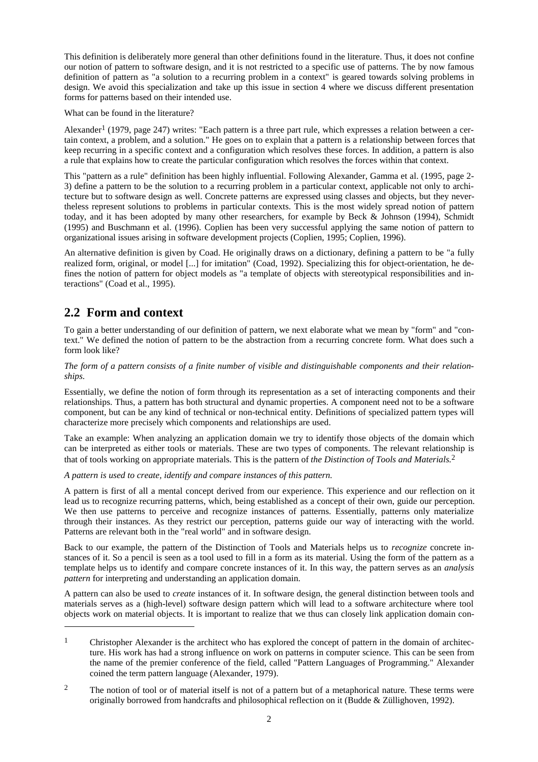This definition is deliberately more general than other definitions found in the literature. Thus, it does not confine our notion of pattern to software design, and it is not restricted to a specific use of patterns. The by now famous definition of pattern as "a solution to a recurring problem in a context" is geared towards solving problems in design. We avoid this specialization and take up this issue in section 4 where we discuss different presentation forms for patterns based on their intended use.

What can be found in the literature?

Alexander[1] (1979, page 247) writes: "Each pattern is a three part rule, which expresses a relation between a certain context, a problem, and a solution." He goes on to explain that a pattern is a relationship between forces that keep recurring in a specific context and a configuration which resolves these forces. In addition, a pattern is also a rule that explains how to create the particular configuration which resolves the forces within that context.

This "pattern as a rule" definition has been highly influential. Following Alexander, Gamma et al. (1995, page 2-3) define a pattern to be the solution to a recurring problem in a particular context, applicable not only to architecture but to software design as well. Concrete patterns are expressed using classes and objects, but they nevertheless represent solutions to problems in particular contexts. This is the most widely spread notion of pattern today, and it has been adopted by many other researchers, for example by Beck & Johnson (1994), Schmidt (1995) and Buschmann et al. (1996). Coplien has been very successful applying the same notion of pattern to organizational issues arising in software development projects (Coplien, 1995; Coplien, 1996).

An alternative definition is given by Coad. He originally draws on a dictionary, defining a pattern to be "a fully realized form, original, or model [...] for imitation" (Coad, 1992). Specializing this for object-orientation, he defines the notion of pattern for object models as "a template of objects with stereotypical responsibilities and interactions" (Coad et al., 1995).

## 2.2 Form and context

To gain a better understanding of our definition of pattern, we next elaborate what we mean by "form" and "context." We defined the notion of pattern to be the abstraction from a recurring concrete form. What does such a form look like?

*The form of a pattern consists of a finite number of visible and distinguishable components and their relationships.*

Essentially, we define the notion of form through its representation as a set of interacting components and their relationships. Thus, a pattern has both structural and dynamic properties. A component need not to be a software component, but can be any kind of technical or non-technical entity. Definitions of specialized pattern types will characterize more precisely which components and relationships are used.

Take an example: When analyzing an application domain we try to identify those objects of the domain which can be interpreted as either tools or materials. These are two types of components. The relevant relationship is that of tools working on appropriate materials. This is the pattern of *the Distinction of Tools and Materials*.[2]

*A pattern is used to create, identify and compare instances of this pattern.*

A pattern is first of all a mental concept derived from our experience. This experience and our reflection on it lead us to recognize recurring patterns, which, being established as a concept of their own, guide our perception. We then use patterns to perceive and recognize instances of patterns. Essentially, patterns only materialize through their instances. As they restrict our perception, patterns guide our way of interacting with the world. Patterns are relevant both in the "real world" and in software design.

Back to our example, the pattern of the Distinction of Tools and Materials helps us to *recognize* concrete instances of it. So a pencil is seen as a tool used to fill in a form as its material. Using the form of the pattern as a template helps us to identify and compare concrete instances of it. In this way, the pattern serves as an *analysis pattern* for interpreting and understanding an application domain.

A pattern can also be used to *create* instances of it. In software design, the general distinction between tools and materials serves as a (high-level) software design pattern which will lead to a software architecture where tool objects work on material objects. It is important to realize that we thus can closely link application domain con-

---

[1] Christopher Alexander is the architect who has explored the concept of pattern in the domain of architecture. His work has had a strong influence on work on patterns in computer science. This can be seen from the name of the premier conference of the field, called "Pattern Languages of Programming." Alexander coined the term pattern language (Alexander, 1979).

[2] The notion of tool or of material itself is not of a pattern but of a metaphorical nature. These terms were originally borrowed from handcrafts and philosophical reflection on it (Budde & Züllighoven, 1992).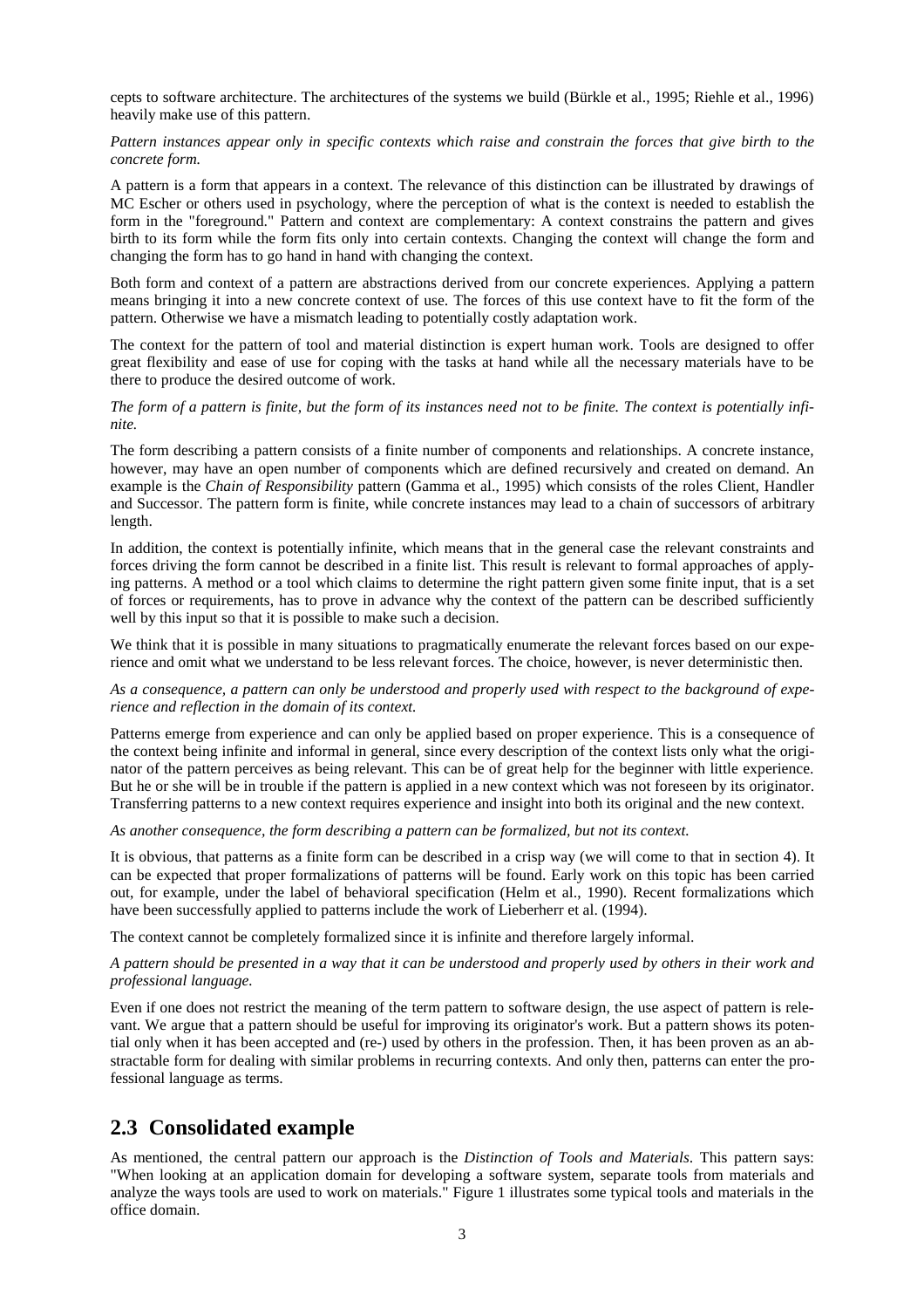cepts to software architecture. The architectures of the systems we build (Bürkle et al., 1995; Riehle et al., 1996) heavily make use of this pattern.

*Pattern instances appear only in specific contexts which raise and constrain the forces that give birth to the concrete form.*

A pattern is a form that appears in a context. The relevance of this distinction can be illustrated by drawings of MC Escher or others used in psychology, where the perception of what is the context is needed to establish the form in the "foreground." Pattern and context are complementary: A context constrains the pattern and gives birth to its form while the form fits only into certain contexts. Changing the context will change the form and changing the form has to go hand in hand with changing the context.

Both form and context of a pattern are abstractions derived from our concrete experiences. Applying a pattern means bringing it into a new concrete context of use. The forces of this use context have to fit the form of the pattern. Otherwise we have a mismatch leading to potentially costly adaptation work.

The context for the pattern of tool and material distinction is expert human work. Tools are designed to offer great flexibility and ease of use for coping with the tasks at hand while all the necessary materials have to be there to produce the desired outcome of work.

*The form of a pattern is finite, but the form of its instances need not to be finite. The context is potentially infinite.*

The form describing a pattern consists of a finite number of components and relationships. A concrete instance, however, may have an open number of components which are defined recursively and created on demand. An example is the *Chain of Responsibility* pattern (Gamma et al., 1995) which consists of the roles Client, Handler and Successor. The pattern form is finite, while concrete instances may lead to a chain of successors of arbitrary length.

In addition, the context is potentially infinite, which means that in the general case the relevant constraints and forces driving the form cannot be described in a finite list. This result is relevant to formal approaches of applying patterns. A method or a tool which claims to determine the right pattern given some finite input, that is a set of forces or requirements, has to prove in advance why the context of the pattern can be described sufficiently well by this input so that it is possible to make such a decision.

We think that it is possible in many situations to pragmatically enumerate the relevant forces based on our experience and omit what we understand to be less relevant forces. The choice, however, is never deterministic then.

*As a consequence, a pattern can only be understood and properly used with respect to the background of experience and reflection in the domain of its context.*

Patterns emerge from experience and can only be applied based on proper experience. This is a consequence of the context being infinite and informal in general, since every description of the context lists only what the originator of the pattern perceives as being relevant. This can be of great help for the beginner with little experience. But he or she will be in trouble if the pattern is applied in a new context which was not foreseen by its originator. Transferring patterns to a new context requires experience and insight into both its original and the new context.

*As another consequence, the form describing a pattern can be formalized, but not its context.*

It is obvious, that patterns as a finite form can be described in a crisp way (we will come to that in section 4). It can be expected that proper formalizations of patterns will be found. Early work on this topic has been carried out, for example, under the label of behavioral specification (Helm et al., 1990). Recent formalizations which have been successfully applied to patterns include the work of Lieberherr et al. (1994).

The context cannot be completely formalized since it is infinite and therefore largely informal.

*A pattern should be presented in a way that it can be understood and properly used by others in their work and professional language.*

Even if one does not restrict the meaning of the term pattern to software design, the use aspect of pattern is relevant. We argue that a pattern should be useful for improving its originator's work. But a pattern shows its potential only when it has been accepted and (re-) used by others in the profession. Then, it has been proven as an abstractable form for dealing with similar problems in recurring contexts. And only then, patterns can enter the professional language as terms.

## 2.3 Consolidated example

As mentioned, the central pattern our approach is the *Distinction of Tools and Materials*. This pattern says: "When looking at an application domain for developing a software system, separate tools from materials and analyze the ways tools are used to work on materials." Figure 1 illustrates some typical tools and materials in the office domain.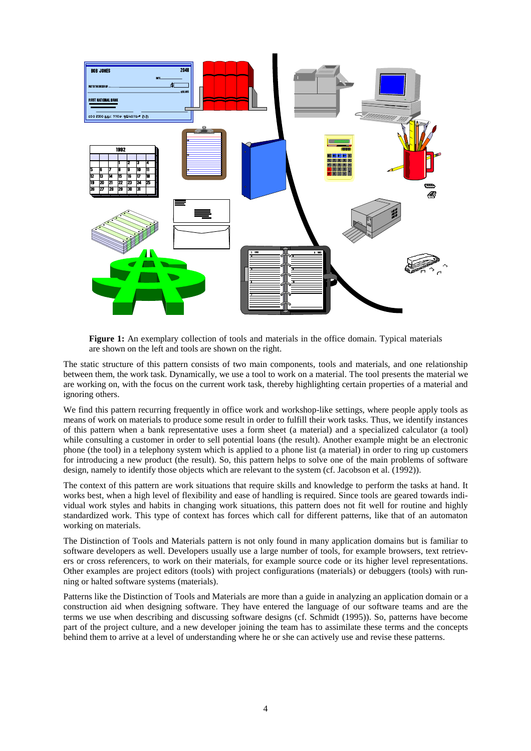**Figure 1:** An exemplary collection of tools and materials in the office domain. Typical materials are shown on the left and tools are shown on the right.

The static structure of this pattern consists of two main components, tools and materials, and one relationship between them, the work task. Dynamically, we use a tool to work on a material. The tool presents the material we are working on, with the focus on the current work task, thereby highlighting certain properties of a material and ignoring others.

We find this pattern recurring frequently in office work and workshop-like settings, where people apply tools as means of work on materials to produce some result in order to fulfill their work tasks. Thus, we identify instances of this pattern when a bank representative uses a form sheet (a material) and a specialized calculator (a tool) while consulting a customer in order to sell potential loans (the result). Another example might be an electronic phone (the tool) in a telephony system which is applied to a phone list (a material) in order to ring up customers for introducing a new product (the result). So, this pattern helps to solve one of the main problems of software design, namely to identify those objects which are relevant to the system (cf. Jacobson et al. (1992)).

The context of this pattern are work situations that require skills and knowledge to perform the tasks at hand. It works best, when a high level of flexibility and ease of handling is required. Since tools are geared towards individual work styles and habits in changing work situations, this pattern does not fit well for routine and highly standardized work. This type of context has forces which call for different patterns, like that of an automaton working on materials.

The Distinction of Tools and Materials pattern is not only found in many application domains but is familiar to software developers as well. Developers usually use a large number of tools, for example browsers, text retrievers or cross referencers, to work on their materials, for example source code or its higher level representations. Other examples are project editors (tools) with project configurations (materials) or debuggers (tools) with running or halted software systems (materials).

Patterns like the Distinction of Tools and Materials are more than a guide in analyzing an application domain or a construction aid when designing software. They have entered the language of our software teams and are the terms we use when describing and discussing software designs (cf. Schmidt (1995)). So, patterns have become part of the project culture, and a new developer joining the team has to assimilate these terms and the concepts behind them to arrive at a level of understanding where he or she can actively use and revise these patterns.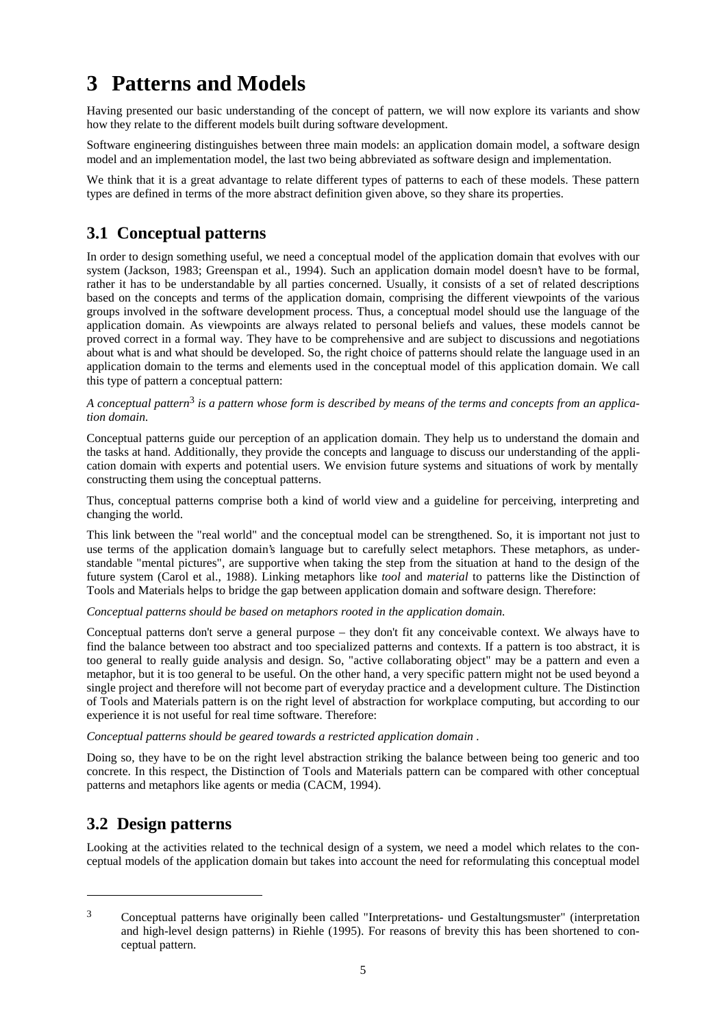# 3 Patterns and Models

Having presented our basic understanding of the concept of pattern, we will now explore its variants and show how they relate to the different models built during software development.

Software engineering distinguishes between three main models: an application domain model, a software design model and an implementation model, the last two being abbreviated as software design and implementation.

We think that it is a great advantage to relate different types of patterns to each of these models. These pattern types are defined in terms of the more abstract definition given above, so they share its properties.

## 3.1 Conceptual patterns

In order to design something useful, we need a conceptual model of the application domain that evolves with our system (Jackson, 1983; Greenspan et al., 1994). Such an application domain model doesn't have to be formal, rather it has to be understandable by all parties concerned. Usually, it consists of a set of related descriptions based on the concepts and terms of the application domain, comprising the different viewpoints of the various groups involved in the software development process. Thus, a conceptual model should use the language of the application domain. As viewpoints are always related to personal beliefs and values, these models cannot be proved correct in a formal way. They have to be comprehensive and are subject to discussions and negotiations about what is and what should be developed. So, the right choice of patterns should relate the language used in an application domain to the terms and elements used in the conceptual model of this application domain. We call this type of pattern a conceptual pattern:

*A conceptual pattern*[3] *is a pattern whose form is described by means of the terms and concepts from an application domain.*

Conceptual patterns guide our perception of an application domain. They help us to understand the domain and the tasks at hand. Additionally, they provide the concepts and language to discuss our understanding of the application domain with experts and potential users. We envision future systems and situations of work by mentally constructing them using the conceptual patterns.

Thus, conceptual patterns comprise both a kind of world view and a guideline for perceiving, interpreting and changing the world.

This link between the "real world" and the conceptual model can be strengthened. So, it is important not just to use terms of the application domain's language but to carefully select metaphors. These metaphors, as understandable "mental pictures", are supportive when taking the step from the situation at hand to the design of the future system (Carol et al., 1988). Linking metaphors like *tool* and *material* to patterns like the Distinction of Tools and Materials helps to bridge the gap between application domain and software design. Therefore:

*Conceptual patterns should be based on metaphors rooted in the application domain.*

Conceptual patterns don't serve a general purpose – they don't fit any conceivable context. We always have to find the balance between too abstract and too specialized patterns and contexts. If a pattern is too abstract, it is too general to really guide analysis and design. So, "active collaborating object" may be a pattern and even a metaphor, but it is too general to be useful. On the other hand, a very specific pattern might not be used beyond a single project and therefore will not become part of everyday practice and a development culture. The Distinction of Tools and Materials pattern is on the right level of abstraction for workplace computing, but according to our experience it is not useful for real time software. Therefore:

*Conceptual patterns should be geared towards a restricted application domain* .

Doing so, they have to be on the right level abstraction striking the balance between being too generic and too concrete. In this respect, the Distinction of Tools and Materials pattern can be compared with other conceptual patterns and metaphors like agents or media (CACM, 1994).

## 3.2 Design patterns

Looking at the activities related to the technical design of a system, we need a model which relates to the conceptual models of the application domain but takes into account the need for reformulating this conceptual model

---

[3] Conceptual patterns have originally been called "Interpretations- und Gestaltungsmuster" (interpretation and high-level design patterns) in Riehle (1995). For reasons of brevity this has been shortened to conceptual pattern.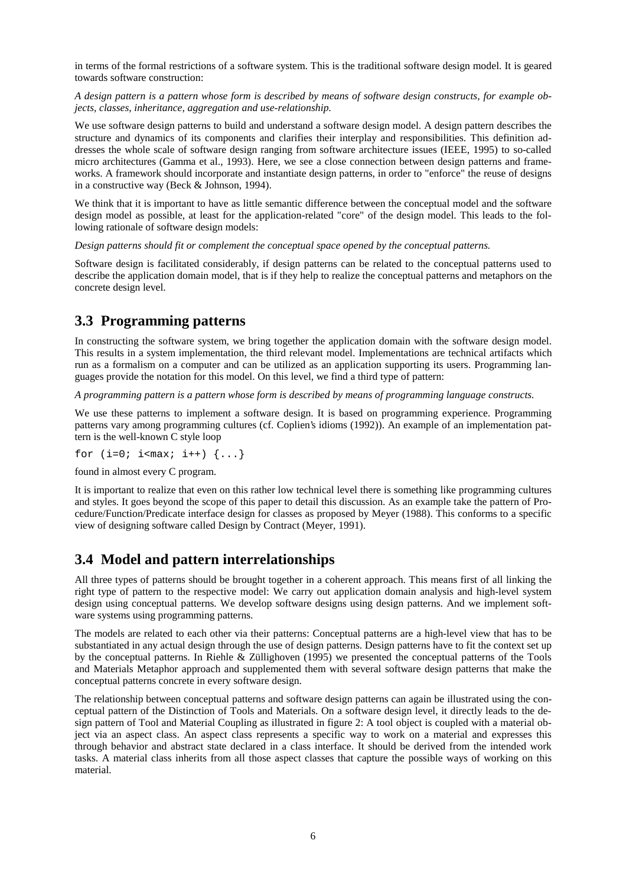in terms of the formal restrictions of a software system. This is the traditional software design model. It is geared towards software construction:

*A design pattern is a pattern whose form is described by means of software design constructs, for example objects, classes, inheritance, aggregation and use-relationship.*

We use software design patterns to build and understand a software design model. A design pattern describes the structure and dynamics of its components and clarifies their interplay and responsibilities. This definition addresses the whole scale of software design ranging from software architecture issues (IEEE, 1995) to so-called micro architectures (Gamma et al., 1993). Here, we see a close connection between design patterns and frameworks. A framework should incorporate and instantiate design patterns, in order to "enforce" the reuse of designs in a constructive way (Beck & Johnson, 1994).

We think that it is important to have as little semantic difference between the conceptual model and the software design model as possible, at least for the application-related "core" of the design model. This leads to the following rationale of software design models:

*Design patterns should fit or complement the conceptual space opened by the conceptual patterns.*

Software design is facilitated considerably, if design patterns can be related to the conceptual patterns used to describe the application domain model, that is if they help to realize the conceptual patterns and metaphors on the concrete design level.

## 3.3 Programming patterns

In constructing the software system, we bring together the application domain with the software design model. This results in a system implementation, the third relevant model. Implementations are technical artifacts which run as a formalism on a computer and can be utilized as an application supporting its users. Programming languages provide the notation for this model. On this level, we find a third type of pattern:

*A programming pattern is a pattern whose form is described by means of programming language constructs.*

We use these patterns to implement a software design. It is based on programming experience. Programming patterns vary among programming cultures (cf. Coplien's idioms (1992)). An example of an implementation pattern is the well-known C style loop

```
for (i=0; i<max; i++) {...}
```

found in almost every C program.

It is important to realize that even on this rather low technical level there is something like programming cultures and styles. It goes beyond the scope of this paper to detail this discussion. As an example take the pattern of Procedure/Function/Predicate interface design for classes as proposed by Meyer (1988). This conforms to a specific view of designing software called Design by Contract (Meyer, 1991).

## 3.4 Model and pattern interrelationships

All three types of patterns should be brought together in a coherent approach. This means first of all linking the right type of pattern to the respective model: We carry out application domain analysis and high-level system design using conceptual patterns. We develop software designs using design patterns. And we implement software systems using programming patterns.

The models are related to each other via their patterns: Conceptual patterns are a high-level view that has to be substantiated in any actual design through the use of design patterns. Design patterns have to fit the context set up by the conceptual patterns. In Riehle & Züllighoven (1995) we presented the conceptual patterns of the Tools and Materials Metaphor approach and supplemented them with several software design patterns that make the conceptual patterns concrete in every software design.

The relationship between conceptual patterns and software design patterns can again be illustrated using the conceptual pattern of the Distinction of Tools and Materials. On a software design level, it directly leads to the design pattern of Tool and Material Coupling as illustrated in figure 2: A tool object is coupled with a material object via an aspect class. An aspect class represents a specific way to work on a material and expresses this through behavior and abstract state declared in a class interface. It should be derived from the intended work tasks. A material class inherits from all those aspect classes that capture the possible ways of working on this material.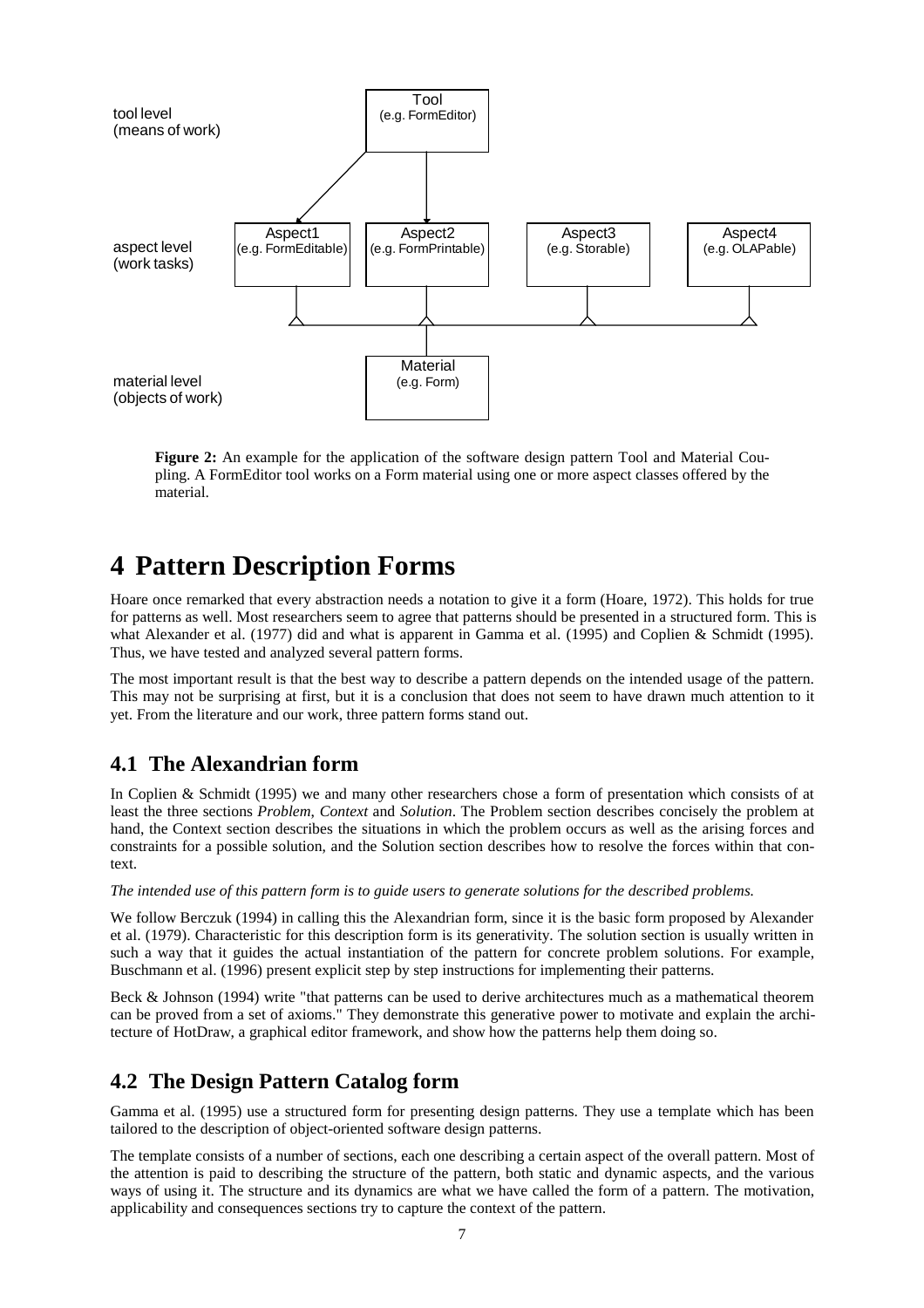tool level
(means of work)

Tool
(e.g. FormEditor)

aspect level
(work tasks)

Aspect1
(e.g. FormEditable)

Aspect2
(e.g. FormPrintable)

Aspect3
(e.g. Storable)

Aspect4
(e.g. OLAPable)

material level
(objects of work)

Material
(e.g. Form)

**Figure 2:** An example for the application of the software design pattern Tool and Material Coupling. A FormEditor tool works on a Form material using one or more aspect classes offered by the material.

# 4 Pattern Description Forms

Hoare once remarked that every abstraction needs a notation to give it a form (Hoare, 1972). This holds for true for patterns as well. Most researchers seem to agree that patterns should be presented in a structured form. This is what Alexander et al. (1977) did and what is apparent in Gamma et al. (1995) and Coplien & Schmidt (1995). Thus, we have tested and analyzed several pattern forms.

The most important result is that the best way to describe a pattern depends on the intended usage of the pattern. This may not be surprising at first, but it is a conclusion that does not seem to have drawn much attention to it yet. From the literature and our work, three pattern forms stand out.

## 4.1 The Alexandrian form

In Coplien & Schmidt (1995) we and many other researchers chose a form of presentation which consists of at least the three sections *Problem, Context* and *Solution*. The Problem section describes concisely the problem at hand, the Context section describes the situations in which the problem occurs as well as the arising forces and constraints for a possible solution, and the Solution section describes how to resolve the forces within that context.

*The intended use of this pattern form is to guide users to generate solutions for the described problems.*

We follow Berczuk (1994) in calling this the Alexandrian form, since it is the basic form proposed by Alexander et al. (1979). Characteristic for this description form is its generativity. The solution section is usually written in such a way that it guides the actual instantiation of the pattern for concrete problem solutions. For example, Buschmann et al. (1996) present explicit step by step instructions for implementing their patterns.

Beck & Johnson (1994) write "that patterns can be used to derive architectures much as a mathematical theorem can be proved from a set of axioms." They demonstrate this generative power to motivate and explain the architecture of HotDraw, a graphical editor framework, and show how the patterns help them doing so.

## 4.2 The Design Pattern Catalog form

Gamma et al. (1995) use a structured form for presenting design patterns. They use a template which has been tailored to the description of object-oriented software design patterns.

The template consists of a number of sections, each one describing a certain aspect of the overall pattern. Most of the attention is paid to describing the structure of the pattern, both static and dynamic aspects, and the various ways of using it. The structure and its dynamics are what we have called the form of a pattern. The motivation, applicability and consequences sections try to capture the context of the pattern.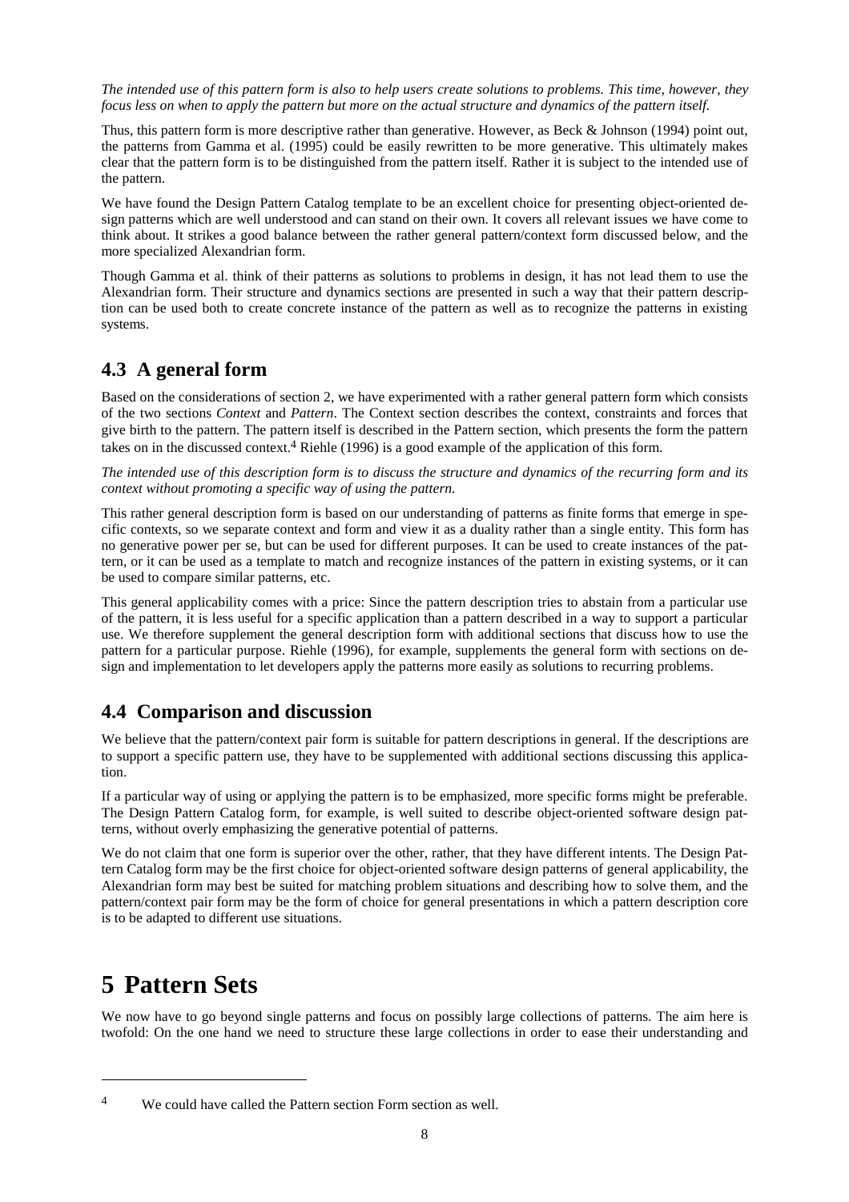*The intended use of this pattern form is also to help users create solutions to problems. This time, however, they focus less on when to apply the pattern but more on the actual structure and dynamics of the pattern itself.*

Thus, this pattern form is more descriptive rather than generative. However, as Beck & Johnson (1994) point out, the patterns from Gamma et al. (1995) could be easily rewritten to be more generative. This ultimately makes clear that the pattern form is to be distinguished from the pattern itself. Rather it is subject to the intended use of the pattern.

We have found the Design Pattern Catalog template to be an excellent choice for presenting object-oriented design patterns which are well understood and can stand on their own. It covers all relevant issues we have come to think about. It strikes a good balance between the rather general pattern/context form discussed below, and the more specialized Alexandrian form.

Though Gamma et al. think of their patterns as solutions to problems in design, it has not lead them to use the Alexandrian form. Their structure and dynamics sections are presented in such a way that their pattern description can be used both to create concrete instance of the pattern as well as to recognize the patterns in existing systems.

## 4.3 A general form

Based on the considerations of section 2, we have experimented with a rather general pattern form which consists of the two sections *Context* and *Pattern*. The Context section describes the context, constraints and forces that give birth to the pattern. The pattern itself is described in the Pattern section, which presents the form the pattern takes on in the discussed context.[4] Riehle (1996) is a good example of the application of this form.

*The intended use of this description form is to discuss the structure and dynamics of the recurring form and its context without promoting a specific way of using the pattern.*

This rather general description form is based on our understanding of patterns as finite forms that emerge in specific contexts, so we separate context and form and view it as a duality rather than a single entity. This form has no generative power per se, but can be used for different purposes. It can be used to create instances of the pattern, or it can be used as a template to match and recognize instances of the pattern in existing systems, or it can be used to compare similar patterns, etc.

This general applicability comes with a price: Since the pattern description tries to abstain from a particular use of the pattern, it is less useful for a specific application than a pattern described in a way to support a particular use. We therefore supplement the general description form with additional sections that discuss how to use the pattern for a particular purpose. Riehle (1996), for example, supplements the general form with sections on design and implementation to let developers apply the patterns more easily as solutions to recurring problems.

## 4.4 Comparison and discussion

We believe that the pattern/context pair form is suitable for pattern descriptions in general. If the descriptions are to support a specific pattern use, they have to be supplemented with additional sections discussing this application.

If a particular way of using or applying the pattern is to be emphasized, more specific forms might be preferable. The Design Pattern Catalog form, for example, is well suited to describe object-oriented software design patterns, without overly emphasizing the generative potential of patterns.

We do not claim that one form is superior over the other, rather, that they have different intents. The Design Pattern Catalog form may be the first choice for object-oriented software design patterns of general applicability, the Alexandrian form may best be suited for matching problem situations and describing how to solve them, and the pattern/context pair form may be the form of choice for general presentations in which a pattern description core is to be adapted to different use situations.

# 5 Pattern Sets

We now have to go beyond single patterns and focus on possibly large collections of patterns. The aim here is twofold: On the one hand we need to structure these large collections in order to ease their understanding and

[4] We could have called the Pattern section Form section as well.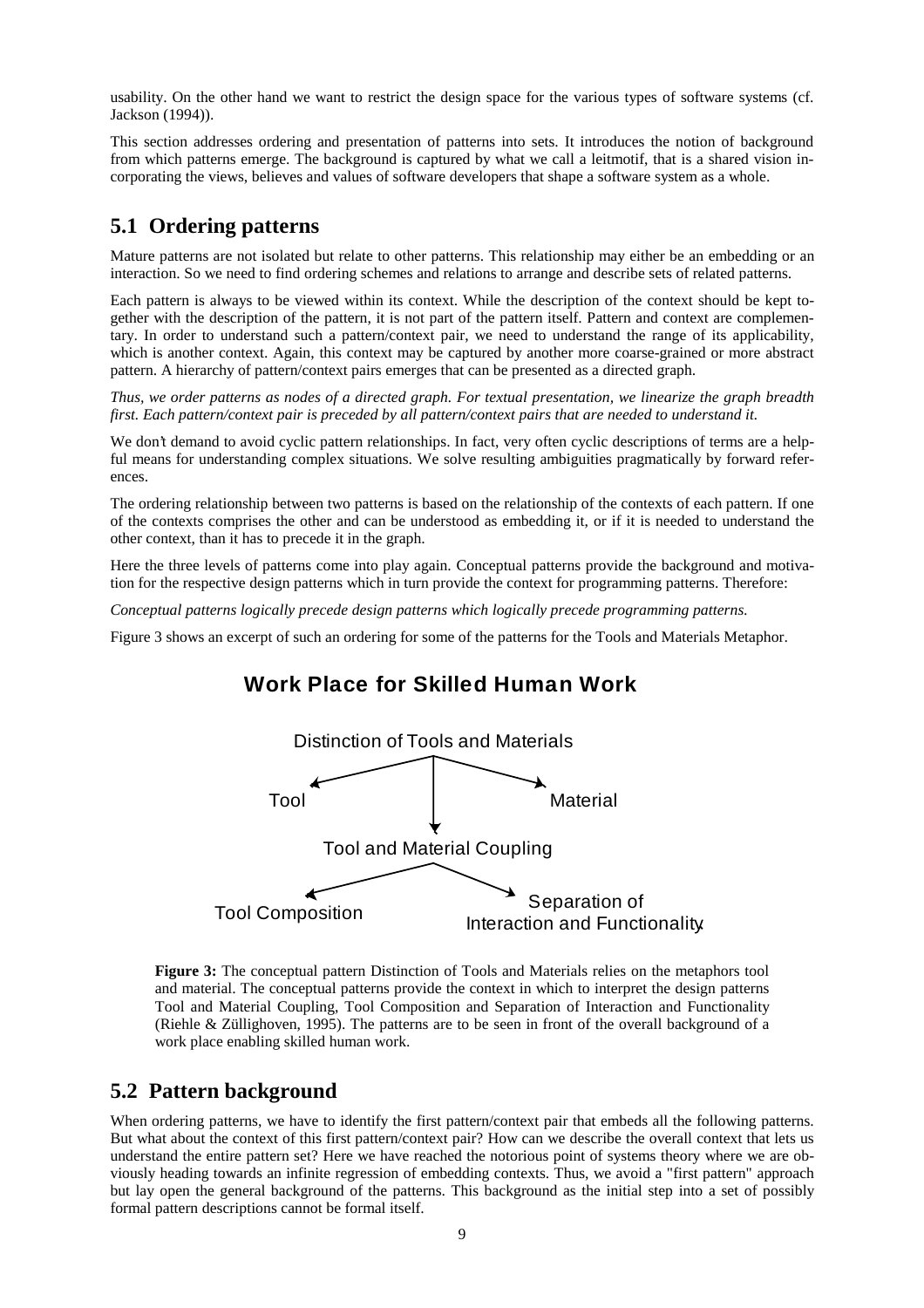usability. On the other hand we want to restrict the design space for the various types of software systems (cf. Jackson (1994)).

This section addresses ordering and presentation of patterns into sets. It introduces the notion of background from which patterns emerge. The background is captured by what we call a leitmotif, that is a shared vision incorporating the views, believes and values of software developers that shape a software system as a whole.

## 5.1 Ordering patterns

Mature patterns are not isolated but relate to other patterns. This relationship may either be an embedding or an interaction. So we need to find ordering schemes and relations to arrange and describe sets of related patterns.

Each pattern is always to be viewed within its context. While the description of the context should be kept together with the description of the pattern, it is not part of the pattern itself. Pattern and context are complementary. In order to understand such a pattern/context pair, we need to understand the range of its applicability, which is another context. Again, this context may be captured by another more coarse-grained or more abstract pattern. A hierarchy of pattern/context pairs emerges that can be presented as a directed graph.

*Thus, we order patterns as nodes of a directed graph. For textual presentation, we linearize the graph breadth first. Each pattern/context pair is preceded by all pattern/context pairs that are needed to understand it.*

We don't demand to avoid cyclic pattern relationships. In fact, very often cyclic descriptions of terms are a helpful means for understanding complex situations. We solve resulting ambiguities pragmatically by forward references.

The ordering relationship between two patterns is based on the relationship of the contexts of each pattern. If one of the contexts comprises the other and can be understood as embedding it, or if it is needed to understand the other context, than it has to precede it in the graph.

Here the three levels of patterns come into play again. Conceptual patterns provide the background and motivation for the respective design patterns which in turn provide the context for programming patterns. Therefore:

*Conceptual patterns logically precede design patterns which logically precede programming patterns.*

Figure 3 shows an excerpt of such an ordering for some of the patterns for the Tools and Materials Metaphor.

**Work Place for Skilled Human Work**

Distinction of Tools and Materials

Tool

Material

Tool and Material Coupling

Tool Composition

Separation of Interaction and Functionality

**Figure 3:** The conceptual pattern Distinction of Tools and Materials relies on the metaphors tool and material. The conceptual patterns provide the context in which to interpret the design patterns Tool and Material Coupling, Tool Composition and Separation of Interaction and Functionality (Riehle & Züllighoven, 1995). The patterns are to be seen in front of the overall background of a work place enabling skilled human work.

## 5.2 Pattern background

When ordering patterns, we have to identify the first pattern/context pair that embeds all the following patterns. But what about the context of this first pattern/context pair? How can we describe the overall context that lets us understand the entire pattern set? Here we have reached the notorious point of systems theory where we are obviously heading towards an infinite regression of embedding contexts. Thus, we avoid a "first pattern" approach but lay open the general background of the patterns. This background as the initial step into a set of possibly formal pattern descriptions cannot be formal itself.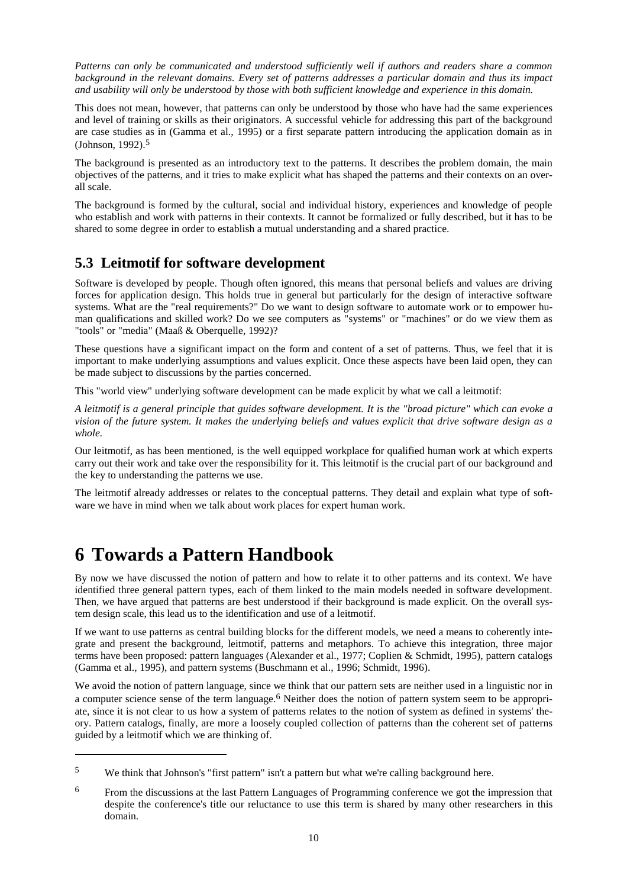*Patterns can only be communicated and understood sufficiently well if authors and readers share a common background in the relevant domains. Every set of patterns addresses a particular domain and thus its impact and usability will only be understood by those with both sufficient knowledge and experience in this domain.*

This does not mean, however, that patterns can only be understood by those who have had the same experiences and level of training or skills as their originators. A successful vehicle for addressing this part of the background are case studies as in (Gamma et al., 1995) or a first separate pattern introducing the application domain as in (Johnson, 1992).[5]

The background is presented as an introductory text to the patterns. It describes the problem domain, the main objectives of the patterns, and it tries to make explicit what has shaped the patterns and their contexts on an overall scale.

The background is formed by the cultural, social and individual history, experiences and knowledge of people who establish and work with patterns in their contexts. It cannot be formalized or fully described, but it has to be shared to some degree in order to establish a mutual understanding and a shared practice.

## 5.3 Leitmotif for software development

Software is developed by people. Though often ignored, this means that personal beliefs and values are driving forces for application design. This holds true in general but particularly for the design of interactive software systems. What are the "real requirements?" Do we want to design software to automate work or to empower human qualifications and skilled work? Do we see computers as "systems" or "machines" or do we view them as "tools" or "media" (Maaß & Oberquelle, 1992)?

These questions have a significant impact on the form and content of a set of patterns. Thus, we feel that it is important to make underlying assumptions and values explicit. Once these aspects have been laid open, they can be made subject to discussions by the parties concerned.

This "world view" underlying software development can be made explicit by what we call a leitmotif:

*A leitmotif is a general principle that guides software development. It is the "broad picture" which can evoke a vision of the future system. It makes the underlying beliefs and values explicit that drive software design as a whole.*

Our leitmotif, as has been mentioned, is the well equipped workplace for qualified human work at which experts carry out their work and take over the responsibility for it. This leitmotif is the crucial part of our background and the key to understanding the patterns we use.

The leitmotif already addresses or relates to the conceptual patterns. They detail and explain what type of software we have in mind when we talk about work places for expert human work.

# 6 Towards a Pattern Handbook

By now we have discussed the notion of pattern and how to relate it to other patterns and its context. We have identified three general pattern types, each of them linked to the main models needed in software development. Then, we have argued that patterns are best understood if their background is made explicit. On the overall system design scale, this lead us to the identification and use of a leitmotif.

If we want to use patterns as central building blocks for the different models, we need a means to coherently integrate and present the background, leitmotif, patterns and metaphors. To achieve this integration, three major terms have been proposed: pattern languages (Alexander et al., 1977; Coplien & Schmidt, 1995), pattern catalogs (Gamma et al., 1995), and pattern systems (Buschmann et al., 1996; Schmidt, 1996).

We avoid the notion of pattern language, since we think that our pattern sets are neither used in a linguistic nor in a computer science sense of the term language.[6] Neither does the notion of pattern system seem to be appropriate, since it is not clear to us how a system of patterns relates to the notion of system as defined in systems' theory. Pattern catalogs, finally, are more a loosely coupled collection of patterns than the coherent set of patterns guided by a leitmotif which we are thinking of.

---

[5] We think that Johnson's "first pattern" isn't a pattern but what we're calling background here.

[6] From the discussions at the last Pattern Languages of Programming conference we got the impression that despite the conference's title our reluctance to use this term is shared by many other researchers in this domain.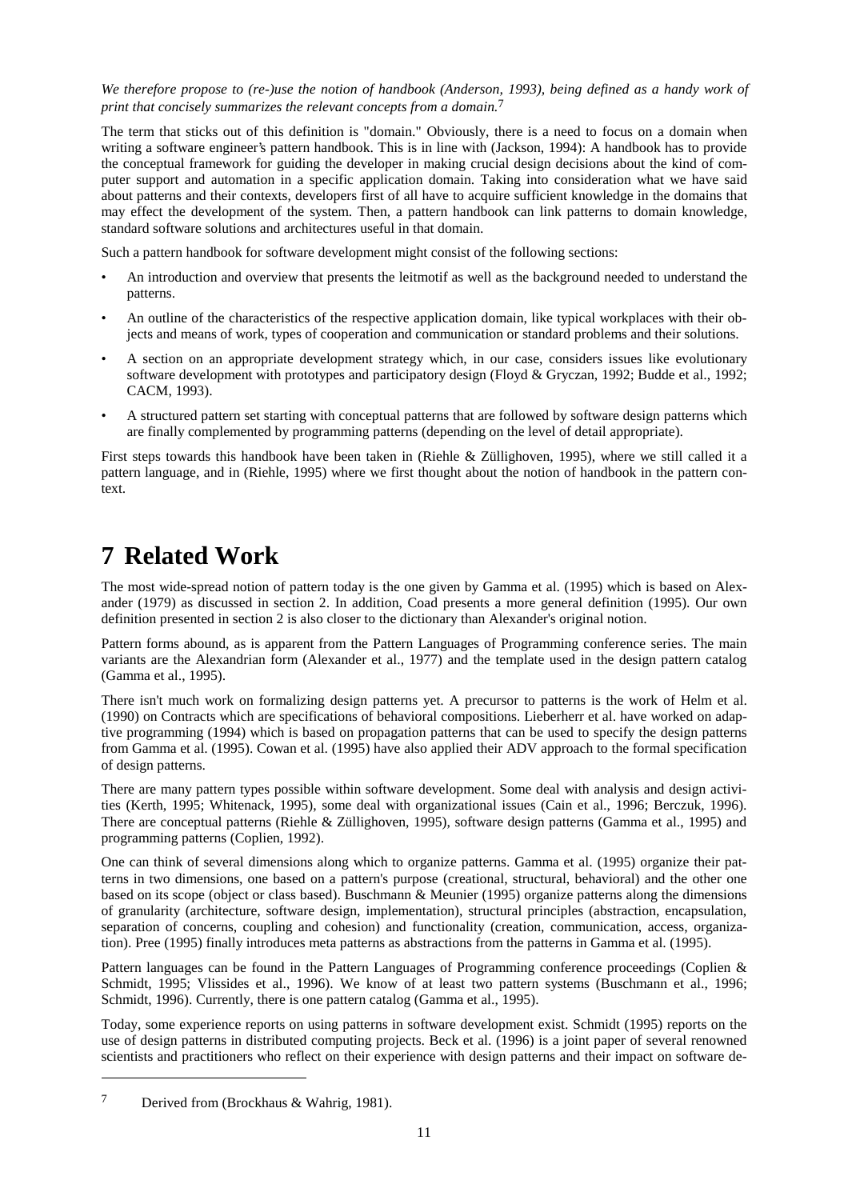*We therefore propose to (re-)use the notion of handbook (Anderson, 1993), being defined as a handy work of print that concisely summarizes the relevant concepts from a domain.*[7]

The term that sticks out of this definition is "domain." Obviously, there is a need to focus on a domain when writing a software engineer's pattern handbook. This is in line with (Jackson, 1994): A handbook has to provide the conceptual framework for guiding the developer in making crucial design decisions about the kind of computer support and automation in a specific application domain. Taking into consideration what we have said about patterns and their contexts, developers first of all have to acquire sufficient knowledge in the domains that may effect the development of the system. Then, a pattern handbook can link patterns to domain knowledge, standard software solutions and architectures useful in that domain.

Such a pattern handbook for software development might consist of the following sections:

- An introduction and overview that presents the leitmotif as well as the background needed to understand the patterns.
- An outline of the characteristics of the respective application domain, like typical workplaces with their objects and means of work, types of cooperation and communication or standard problems and their solutions.
- A section on an appropriate development strategy which, in our case, considers issues like evolutionary software development with prototypes and participatory design (Floyd & Gryczan, 1992; Budde et al., 1992; CACM, 1993).
- A structured pattern set starting with conceptual patterns that are followed by software design patterns which are finally complemented by programming patterns (depending on the level of detail appropriate).

First steps towards this handbook have been taken in (Riehle & Züllighoven, 1995), where we still called it a pattern language, and in (Riehle, 1995) where we first thought about the notion of handbook in the pattern context.

# 7 Related Work

The most wide-spread notion of pattern today is the one given by Gamma et al. (1995) which is based on Alexander (1979) as discussed in section 2. In addition, Coad presents a more general definition (1995). Our own definition presented in section 2 is also closer to the dictionary than Alexander's original notion.

Pattern forms abound, as is apparent from the Pattern Languages of Programming conference series. The main variants are the Alexandrian form (Alexander et al., 1977) and the template used in the design pattern catalog (Gamma et al., 1995).

There isn't much work on formalizing design patterns yet. A precursor to patterns is the work of Helm et al. (1990) on Contracts which are specifications of behavioral compositions. Lieberherr et al. have worked on adaptive programming (1994) which is based on propagation patterns that can be used to specify the design patterns from Gamma et al. (1995). Cowan et al. (1995) have also applied their ADV approach to the formal specification of design patterns.

There are many pattern types possible within software development. Some deal with analysis and design activities (Kerth, 1995; Whitenack, 1995), some deal with organizational issues (Cain et al., 1996; Berczuk, 1996). There are conceptual patterns (Riehle & Züllighoven, 1995), software design patterns (Gamma et al., 1995) and programming patterns (Coplien, 1992).

One can think of several dimensions along which to organize patterns. Gamma et al. (1995) organize their patterns in two dimensions, one based on a pattern's purpose (creational, structural, behavioral) and the other one based on its scope (object or class based). Buschmann & Meunier (1995) organize patterns along the dimensions of granularity (architecture, software design, implementation), structural principles (abstraction, encapsulation, separation of concerns, coupling and cohesion) and functionality (creation, communication, access, organization). Pree (1995) finally introduces meta patterns as abstractions from the patterns in Gamma et al. (1995).

Pattern languages can be found in the Pattern Languages of Programming conference proceedings (Coplien & Schmidt, 1995; Vlissides et al., 1996). We know of at least two pattern systems (Buschmann et al., 1996; Schmidt, 1996). Currently, there is one pattern catalog (Gamma et al., 1995).

Today, some experience reports on using patterns in software development exist. Schmidt (1995) reports on the use of design patterns in distributed computing projects. Beck et al. (1996) is a joint paper of several renowned scientists and practitioners who reflect on their experience with design patterns and their impact on software de-

[7] Derived from (Brockhaus & Wahrig, 1981).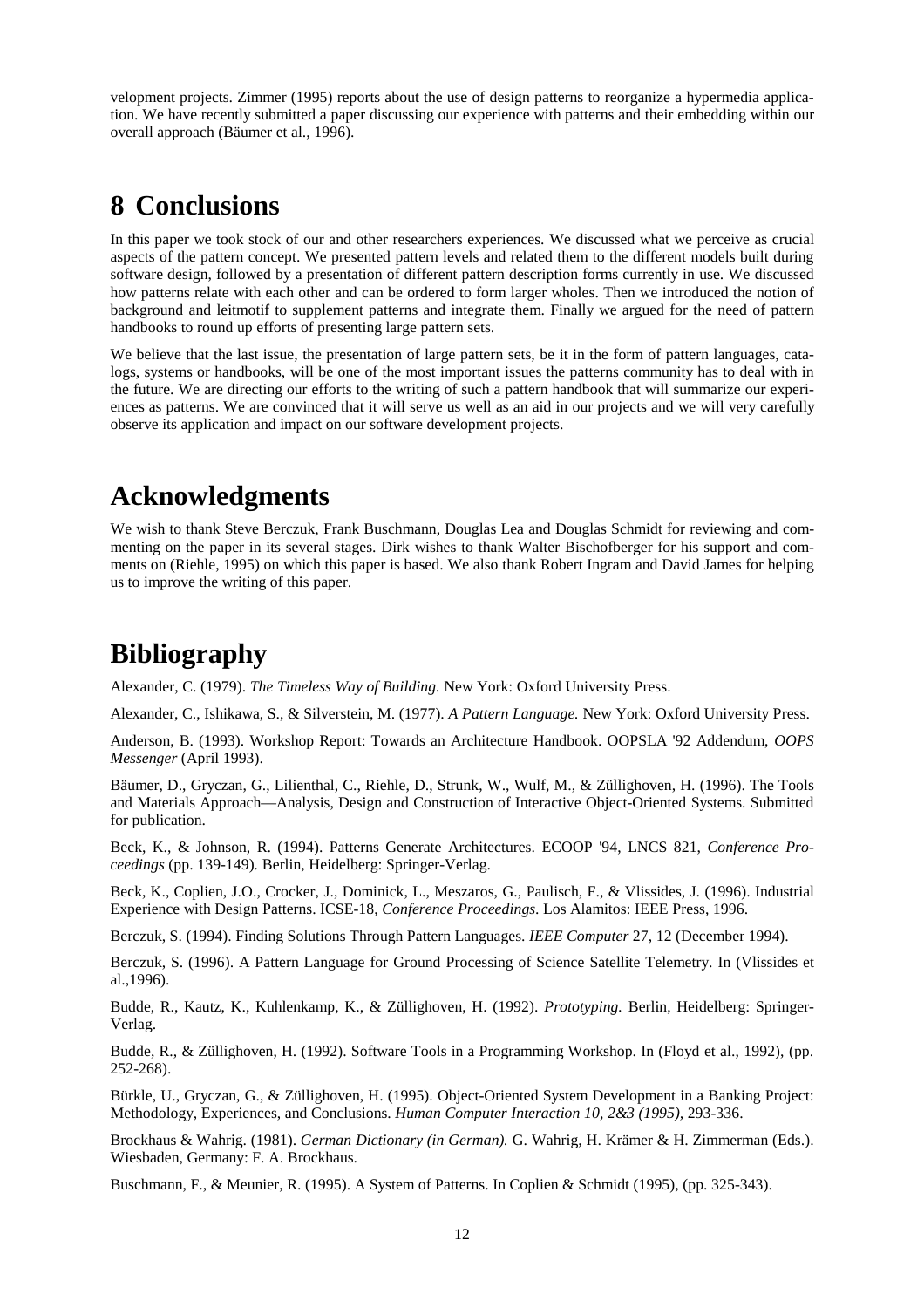velopment projects. Zimmer (1995) reports about the use of design patterns to reorganize a hypermedia application. We have recently submitted a paper discussing our experience with patterns and their embedding within our overall approach (Bäumer et al., 1996).

# 8 Conclusions

In this paper we took stock of our and other researchers experiences. We discussed what we perceive as crucial aspects of the pattern concept. We presented pattern levels and related them to the different models built during software design, followed by a presentation of different pattern description forms currently in use. We discussed how patterns relate with each other and can be ordered to form larger wholes. Then we introduced the notion of background and leitmotif to supplement patterns and integrate them. Finally we argued for the need of pattern handbooks to round up efforts of presenting large pattern sets.

We believe that the last issue, the presentation of large pattern sets, be it in the form of pattern languages, catalogs, systems or handbooks, will be one of the most important issues the patterns community has to deal with in the future. We are directing our efforts to the writing of such a pattern handbook that will summarize our experiences as patterns. We are convinced that it will serve us well as an aid in our projects and we will very carefully observe its application and impact on our software development projects.

# Acknowledgments

We wish to thank Steve Berczuk, Frank Buschmann, Douglas Lea and Douglas Schmidt for reviewing and commenting on the paper in its several stages. Dirk wishes to thank Walter Bischofberger for his support and comments on (Riehle, 1995) on which this paper is based. We also thank Robert Ingram and David James for helping us to improve the writing of this paper.

# Bibliography

Alexander, C. (1979). *The Timeless Way of Building.* New York: Oxford University Press.

Alexander, C., Ishikawa, S., & Silverstein, M. (1977). *A Pattern Language.* New York: Oxford University Press.

Anderson, B. (1993). Workshop Report: Towards an Architecture Handbook. OOPSLA '92 Addendum, *OOPS Messenger* (April 1993).

Bäumer, D., Gryczan, G., Lilienthal, C., Riehle, D., Strunk, W., Wulf, M., & Züllighoven, H. (1996). The Tools and Materials Approach—Analysis, Design and Construction of Interactive Object-Oriented Systems. Submitted for publication.

Beck, K., & Johnson, R. (1994). Patterns Generate Architectures. ECOOP '94, LNCS 821, *Conference Proceedings* (pp. 139-149). Berlin, Heidelberg: Springer-Verlag.

Beck, K., Coplien, J.O., Crocker, J., Dominick, L., Meszaros, G., Paulisch, F., & Vlissides, J. (1996). Industrial Experience with Design Patterns. ICSE-18, *Conference Proceedings*. Los Alamitos: IEEE Press, 1996.

Berczuk, S. (1994). Finding Solutions Through Pattern Languages. *IEEE Computer* 27, 12 (December 1994).

Berczuk, S. (1996). A Pattern Language for Ground Processing of Science Satellite Telemetry. In (Vlissides et al.,1996).

Budde, R., Kautz, K., Kuhlenkamp, K., & Züllighoven, H. (1992). *Prototyping.* Berlin, Heidelberg: Springer-Verlag.

Budde, R., & Züllighoven, H. (1992). Software Tools in a Programming Workshop. In (Floyd et al., 1992), (pp. 252-268).

Bürkle, U., Gryczan, G., & Züllighoven, H. (1995). Object-Oriented System Development in a Banking Project: Methodology, Experiences, and Conclusions. *Human Computer Interaction 10, 2&3 (1995)*, 293-336.

Brockhaus & Wahrig. (1981). *German Dictionary (in German).* G. Wahrig, H. Krämer & H. Zimmerman (Eds.). Wiesbaden, Germany: F. A. Brockhaus.

Buschmann, F., & Meunier, R. (1995). A System of Patterns. In Coplien & Schmidt (1995), (pp. 325-343).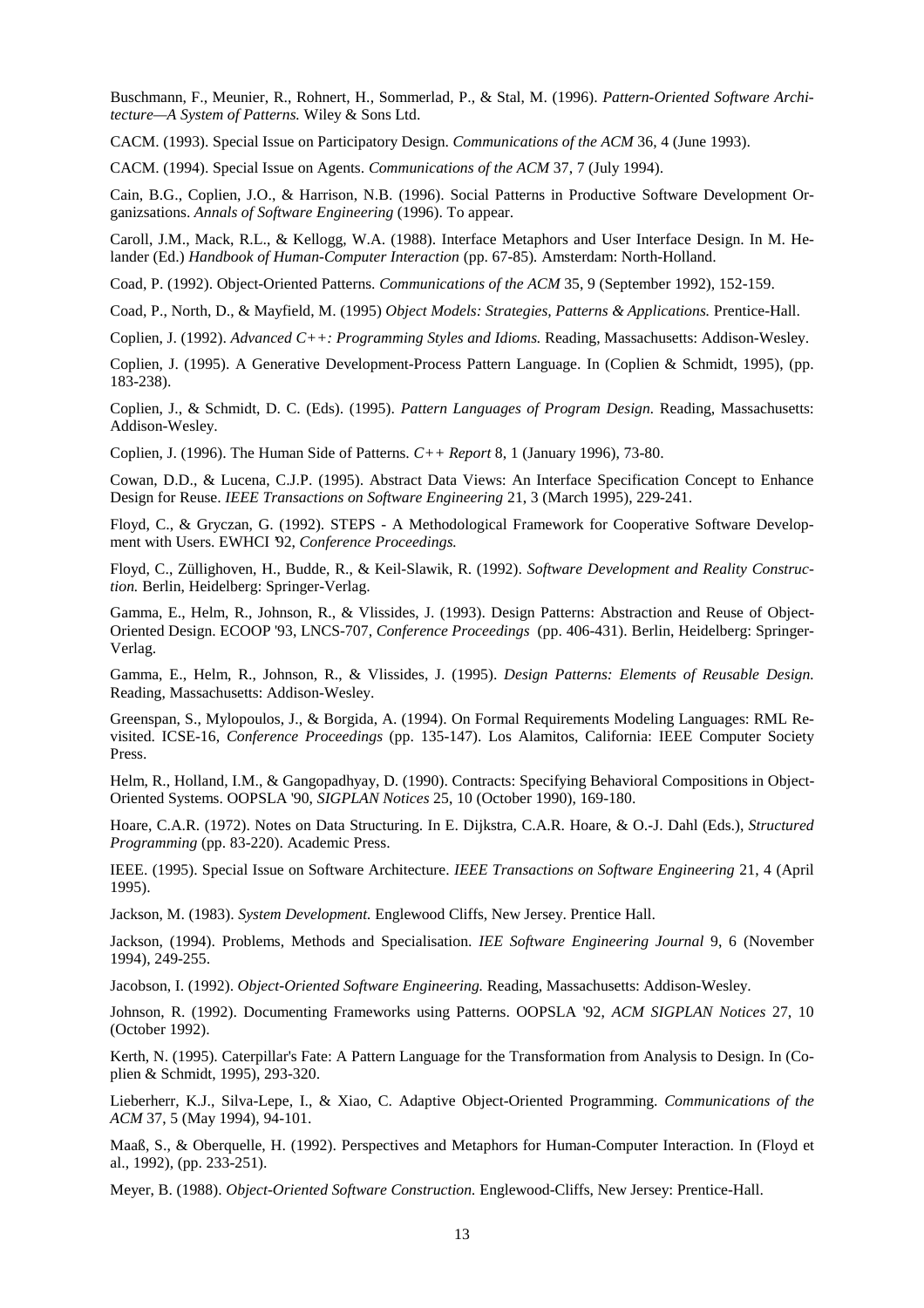Buschmann, F., Meunier, R., Rohnert, H., Sommerlad, P., & Stal, M. (1996). *Pattern-Oriented Software Architecture—A System of Patterns.* Wiley & Sons Ltd.

CACM. (1993). Special Issue on Participatory Design. *Communications of the ACM* 36, 4 (June 1993).

CACM. (1994). Special Issue on Agents. *Communications of the ACM* 37, 7 (July 1994).

Cain, B.G., Coplien, J.O., & Harrison, N.B. (1996). Social Patterns in Productive Software Development Organizsations. *Annals of Software Engineering* (1996). To appear.

Caroll, J.M., Mack, R.L., & Kellogg, W.A. (1988). Interface Metaphors and User Interface Design. In M. Helander (Ed.) *Handbook of Human-Computer Interaction* (pp. 67-85)*.* Amsterdam: North-Holland.

Coad, P. (1992). Object-Oriented Patterns. *Communications of the ACM* 35, 9 (September 1992), 152-159.

Coad, P., North, D., & Mayfield, M. (1995) *Object Models: Strategies, Patterns & Applications.* Prentice-Hall.

Coplien, J. (1992). *Advanced C++: Programming Styles and Idioms.* Reading, Massachusetts: Addison-Wesley.

Coplien, J. (1995). A Generative Development-Process Pattern Language. In (Coplien & Schmidt, 1995), (pp. 183-238).

Coplien, J., & Schmidt, D. C. (Eds). (1995). *Pattern Languages of Program Design.* Reading, Massachusetts: Addison-Wesley.

Coplien, J. (1996). The Human Side of Patterns. *C++ Report* 8, 1 (January 1996), 73-80.

Cowan, D.D., & Lucena, C.J.P. (1995). Abstract Data Views: An Interface Specification Concept to Enhance Design for Reuse. *IEEE Transactions on Software Engineering* 21, 3 (March 1995), 229-241.

Floyd, C., & Gryczan, G. (1992). STEPS - A Methodological Framework for Cooperative Software Development with Users. EWHCI '92, *Conference Proceedings.*

Floyd, C., Züllighoven, H., Budde, R., & Keil-Slawik, R. (1992). *Software Development and Reality Construction.* Berlin, Heidelberg: Springer-Verlag.

Gamma, E., Helm, R., Johnson, R., & Vlissides, J. (1993). Design Patterns: Abstraction and Reuse of Object-Oriented Design. ECOOP '93, LNCS-707, *Conference Proceedings* (pp. 406-431). Berlin, Heidelberg: Springer-Verlag.

Gamma, E., Helm, R., Johnson, R., & Vlissides, J. (1995). *Design Patterns: Elements of Reusable Design.* Reading, Massachusetts: Addison-Wesley.

Greenspan, S., Mylopoulos, J., & Borgida, A. (1994). On Formal Requirements Modeling Languages: RML Revisited. ICSE-16, *Conference Proceedings* (pp. 135-147). Los Alamitos, California: IEEE Computer Society Press.

Helm, R., Holland, I.M., & Gangopadhyay, D. (1990). Contracts: Specifying Behavioral Compositions in Object-Oriented Systems. OOPSLA '90, *SIGPLAN Notices* 25, 10 (October 1990), 169-180.

Hoare, C.A.R. (1972). Notes on Data Structuring. In E. Dijkstra, C.A.R. Hoare, & O.-J. Dahl (Eds.), *Structured Programming* (pp. 83-220). Academic Press.

IEEE. (1995). Special Issue on Software Architecture. *IEEE Transactions on Software Engineering* 21, 4 (April 1995).

Jackson, M. (1983). *System Development.* Englewood Cliffs, New Jersey. Prentice Hall.

Jackson, (1994). Problems, Methods and Specialisation. *IEE Software Engineering Journal* 9, 6 (November 1994), 249-255.

Jacobson, I. (1992). *Object-Oriented Software Engineering.* Reading, Massachusetts: Addison-Wesley.

Johnson, R. (1992). Documenting Frameworks using Patterns. OOPSLA '92, *ACM SIGPLAN Notices* 27, 10 (October 1992).

Kerth, N. (1995). Caterpillar's Fate: A Pattern Language for the Transformation from Analysis to Design. In (Coplien & Schmidt, 1995), 293-320.

Lieberherr, K.J., Silva-Lepe, I., & Xiao, C. Adaptive Object-Oriented Programming. *Communications of the ACM* 37, 5 (May 1994), 94-101.

Maaß, S., & Oberquelle, H. (1992). Perspectives and Metaphors for Human-Computer Interaction. In (Floyd et al., 1992), (pp. 233-251).

Meyer, B. (1988). *Object-Oriented Software Construction.* Englewood-Cliffs, New Jersey: Prentice-Hall.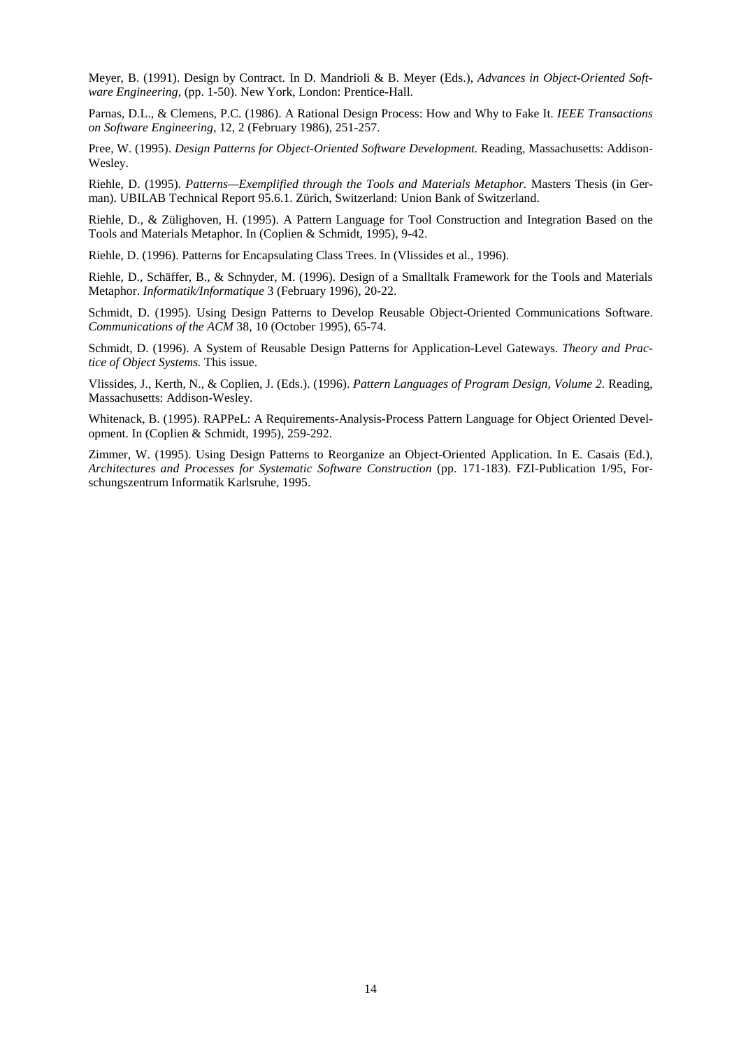Meyer, B. (1991). Design by Contract. In D. Mandrioli & B. Meyer (Eds.), *Advances in Object-Oriented Software Engineering*, (pp. 1-50). New York, London: Prentice-Hall.

Parnas, D.L., & Clemens, P.C. (1986). A Rational Design Process: How and Why to Fake It. *IEEE Transactions on Software Engineering*, 12, 2 (February 1986), 251-257.

Pree, W. (1995). *Design Patterns for Object-Oriented Software Development.* Reading, Massachusetts: Addison-Wesley.

Riehle, D. (1995). *Patterns—Exemplified through the Tools and Materials Metaphor.* Masters Thesis (in German). UBILAB Technical Report 95.6.1. Zürich, Switzerland: Union Bank of Switzerland.

Riehle, D., & Züllighoven, H. (1995). A Pattern Language for Tool Construction and Integration Based on the Tools and Materials Metaphor. In (Coplien & Schmidt, 1995), 9-42.

Riehle, D. (1996). Patterns for Encapsulating Class Trees. In (Vlissides et al., 1996).

Riehle, D., Schäffer, B., & Schnyder, M. (1996). Design of a Smalltalk Framework for the Tools and Materials Metaphor. *Informatik/Informatique* 3 (February 1996), 20-22.

Schmidt, D. (1995). Using Design Patterns to Develop Reusable Object-Oriented Communications Software. *Communications of the ACM* 38, 10 (October 1995), 65-74.

Schmidt, D. (1996). A System of Reusable Design Patterns for Application-Level Gateways. *Theory and Practice of Object Systems.* This issue.

Vlissides, J., Kerth, N., & Coplien, J. (Eds.). (1996). *Pattern Languages of Program Design, Volume 2.* Reading, Massachusetts: Addison-Wesley.

Whitenack, B. (1995). RAPPeL: A Requirements-Analysis-Process Pattern Language for Object Oriented Development. In (Coplien & Schmidt, 1995), 259-292.

Zimmer, W. (1995). Using Design Patterns to Reorganize an Object-Oriented Application. In E. Casais (Ed.), *Architectures and Processes for Systematic Software Construction* (pp. 171-183). FZI-Publication 1/95, Forschungszentrum Informatik Karlsruhe, 1995.